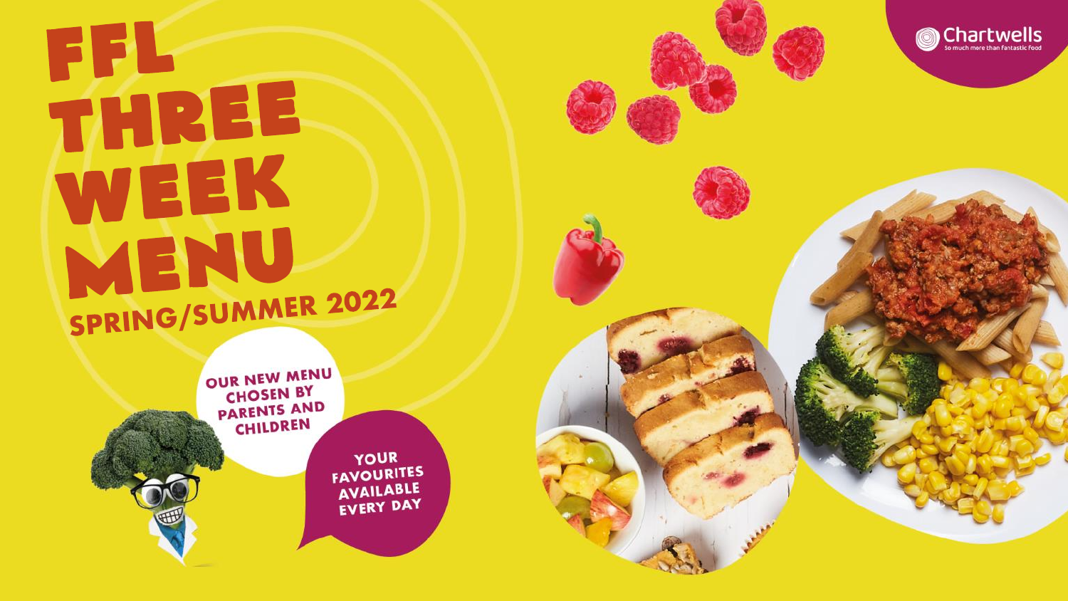# FFL THREE WEEK MENU

## SPRING/SUMMER 2022

OUR NEW MENU CHOSEN BY PARENTS AND CHILDREN

YOUR FAVOURITES AVAILABLE EVERY DAY

Chartwells
So much more than fantastic food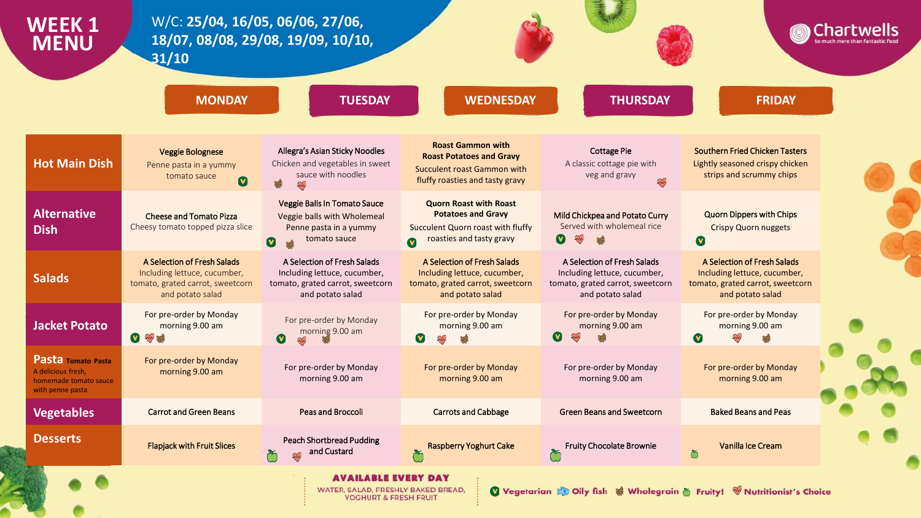# WEEK 1 MENU

W/C: **25/04, 16/05, 06/06, 27/06, 18/07, 08/08, 29/08, 19/09, 10/10, 31/10**

Chartwells
So much more than fantastic food

| | MONDAY | TUESDAY | WEDNESDAY | THURSDAY | FRIDAY |
|---|---|---|---|---|---|
| **Hot Main Dish** | Veggie Bolognese<br>Penne pasta in a yummy tomato sauce (V) | Allegra's Asian Sticky Noodles<br>Chicken and vegetables in sweet sauce with noodles (Wholegrain) (Nutritionist's Choice) | **Roast Gammon with Roast Potatoes and Gravy**<br>Succulent roast Gammon with fluffy roasties and tasty gravy | Cottage Pie<br>A classic cottage pie with veg and gravy (Nutritionist's Choice) | Southern Fried Chicken Tasters<br>Lightly seasoned crispy chicken strips and scrummy chips |
| **Alternative Dish** | Cheese and Tomato Pizza<br>Cheesy tomato topped pizza slice | Veggie Balls In Tomato Sauce<br>Veggie balls with Wholemeal Penne pasta in a yummy tomato sauce (V) (Wholegrain) | **Quorn Roast with Roast Potatoes and Gravy**<br>Succulent Quorn roast with fluffy roasties and tasty gravy (V) | Mild Chickpea and Potato Curry<br>Served with wholemeal rice (V) (Nutritionist's Choice) (Wholegrain) | Quorn Dippers with Chips<br>Crispy Quorn nuggets (V) |
| **Salads** | A Selection of Fresh Salads<br>Including lettuce, cucumber, tomato, grated carrot, sweetcorn and potato salad | A Selection of Fresh Salads<br>Including lettuce, cucumber, tomato, grated carrot, sweetcorn and potato salad | A Selection of Fresh Salads<br>Including lettuce, cucumber, tomato, grated carrot, sweetcorn and potato salad | A Selection of Fresh Salads<br>Including lettuce, cucumber, tomato, grated carrot, sweetcorn and potato salad | A Selection of Fresh Salads<br>Including lettuce, cucumber, tomato, grated carrot, sweetcorn and potato salad |
| **Jacket Potato** | For pre-order by Monday morning 9.00 am (V) (Nutritionist's Choice) (Wholegrain) | For pre-order by Monday morning 9.00 am (V) (Nutritionist's Choice) | For pre-order by Monday morning 9.00 am (V) (Nutritionist's Choice) (Wholegrain) | For pre-order by Monday morning 9.00 am (V) (Nutritionist's Choice) (Wholegrain) | For pre-order by Monday morning 9.00 am (V) (Nutritionist's Choice) (Wholegrain) |
| **Pasta** Tomato Pasta<br>A delicious fresh, homemade tomato sauce with penne pasta | For pre-order by Monday morning 9.00 am | For pre-order by Monday morning 9.00 am | For pre-order by Monday morning 9.00 am | For pre-order by Monday morning 9.00 am | For pre-order by Monday morning 9.00 am |
| **Vegetables** | Carrot and Green Beans | Peas and Broccoli | Carrots and Cabbage | Green Beans and Sweetcorn | Baked Beans and Peas |
| **Desserts** | Flapjack with Fruit Slices | Peach Shortbread Pudding and Custard (Fruity) (Nutritionist's Choice) | Raspberry Yoghurt Cake (Fruity) | Fruity Chocolate Brownie (Fruity) | Vanilla Ice Cream (Fruity) |

**AVAILABLE EVERY DAY**
WATER, SALAD, FRESHLY BAKED BREAD, YOGHURT & FRESH FRUIT

(V) Vegetarian · Oily fish · Wholegrain · Fruity! · Nutritionist's Choice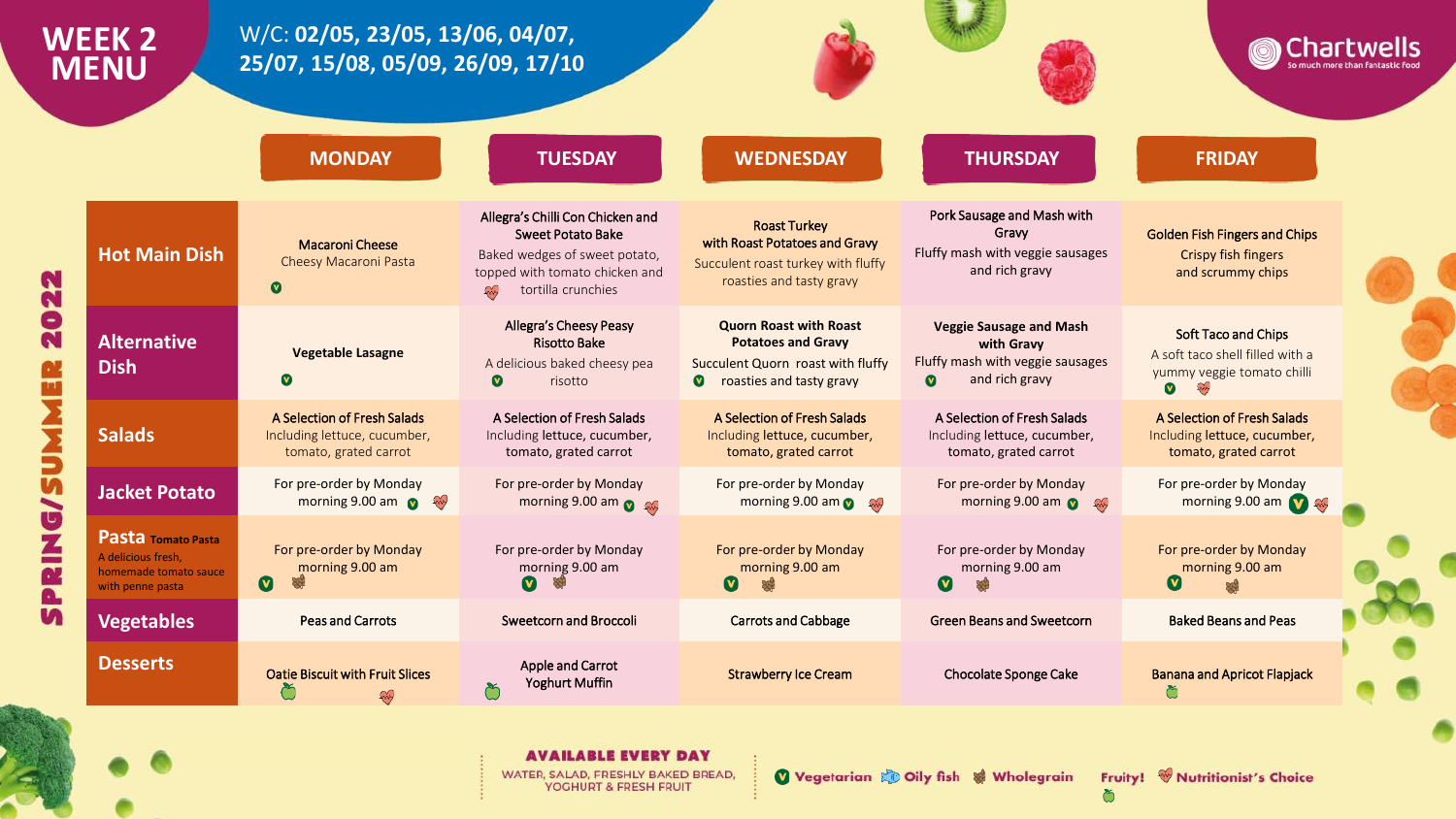# WEEK 2 MENU

W/C: **02/05, 23/05, 13/06, 04/07, 25/07, 15/08, 05/09, 26/09, 17/10**

Chartwells — So much more than fantastic food

SPRING/SUMMER 2022

| | MONDAY | TUESDAY | WEDNESDAY | THURSDAY | FRIDAY |
|---|---|---|---|---|---|
| **Hot Main Dish** | Macaroni Cheese<br>Cheesy Macaroni Pasta<br>(V) | Allegra's Chilli Con Chicken and Sweet Potato Bake<br>Baked wedges of sweet potato, topped with tomato chicken and tortilla crunchies<br>(Nutritionist's Choice) | Roast Turkey with Roast Potatoes and Gravy<br>Succulent roast turkey with fluffy roasties and tasty gravy | Pork Sausage and Mash with Gravy<br>Fluffy mash with veggie sausages and rich gravy | Golden Fish Fingers and Chips<br>Crispy fish fingers and scrummy chips |
| **Alternative Dish** | Vegetable Lasagne<br>(V) | Allegra's Cheesy Peasy Risotto Bake<br>A delicious baked cheesy pea risotto<br>(V) | Quorn Roast with Roast Potatoes and Gravy<br>Succulent Quorn roast with fluffy roasties and tasty gravy<br>(V) | Veggie Sausage and Mash with Gravy<br>Fluffy mash with veggie sausages and rich gravy<br>(V) | Soft Taco and Chips<br>A soft taco shell filled with a yummy veggie tomato chilli<br>(V) (Nutritionist's Choice) |
| **Salads** | A Selection of Fresh Salads<br>Including lettuce, cucumber, tomato, grated carrot | A Selection of Fresh Salads<br>Including lettuce, cucumber, tomato, grated carrot | A Selection of Fresh Salads<br>Including lettuce, cucumber, tomato, grated carrot | A Selection of Fresh Salads<br>Including lettuce, cucumber, tomato, grated carrot | A Selection of Fresh Salads<br>Including lettuce, cucumber, tomato, grated carrot |
| **Jacket Potato** | For pre-order by Monday morning 9.00 am (V) (Nutritionist's Choice) | For pre-order by Monday morning 9.00 am (V) (Nutritionist's Choice) | For pre-order by Monday morning 9.00 am (V) (Nutritionist's Choice) | For pre-order by Monday morning 9.00 am (V) (Nutritionist's Choice) | For pre-order by Monday morning 9.00 am (V) (Nutritionist's Choice) |
| **Pasta** Tomato Pasta<br>A delicious fresh, homemade tomato sauce with penne pasta | For pre-order by Monday morning 9.00 am<br>(V) (Wholegrain) | For pre-order by Monday morning 9.00 am<br>(V) (Wholegrain) | For pre-order by Monday morning 9.00 am<br>(V) (Wholegrain) | For pre-order by Monday morning 9.00 am<br>(V) (Wholegrain) | For pre-order by Monday morning 9.00 am<br>(V) (Wholegrain) |
| **Vegetables** | Peas and Carrots | Sweetcorn and Broccoli | Carrots and Cabbage | Green Beans and Sweetcorn | Baked Beans and Peas |
| **Desserts** | Oatie Biscuit with Fruit Slices<br>(Fruity!) (Nutritionist's Choice) | Apple and Carrot Yoghurt Muffin<br>(Fruity!) | Strawberry Ice Cream | Chocolate Sponge Cake | Banana and Apricot Flapjack<br>(Fruity!) |

**AVAILABLE EVERY DAY**
WATER, SALAD, FRESHLY BAKED BREAD, YOGHURT & FRESH FRUIT

(V) Vegetarian | Oily fish | Wholegrain | Fruity! | Nutritionist's Choice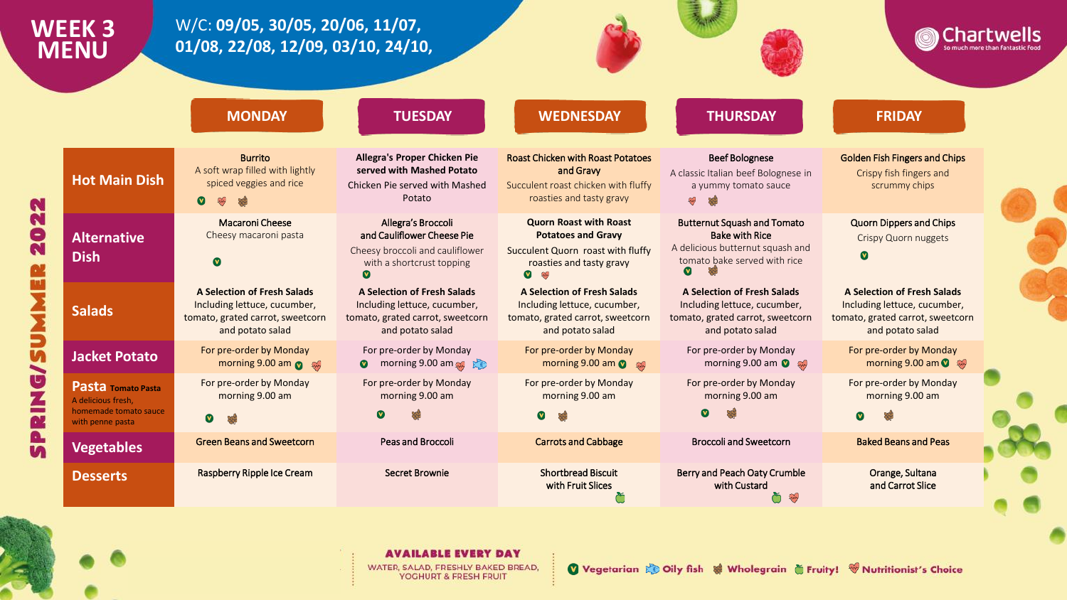# WEEK 3 MENU

W/C: **09/05, 30/05, 20/06, 11/07, 01/08, 22/08, 12/09, 03/10, 24/10,**

Chartwells
So much more than fantastic food

SPRING/SUMMER 2022

| | MONDAY | TUESDAY | WEDNESDAY | THURSDAY | FRIDAY |
|---|---|---|---|---|---|
| **Hot Main Dish** | Burrito<br>A soft wrap filled with lightly spiced veggies and rice<br>V ❤ Wholegrain | **Allegra's Proper Chicken Pie served with Mashed Potato**<br>Chicken Pie served with Mashed Potato | Roast Chicken with Roast Potatoes and Gravy<br>Succulent roast chicken with fluffy roasties and tasty gravy | Beef Bolognese<br>A classic Italian beef Bolognese in a yummy tomato sauce<br>❤ Wholegrain | Golden Fish Fingers and Chips<br>Crispy fish fingers and scrummy chips |
| **Alternative Dish** | Macaroni Cheese<br>Cheesy macaroni pasta<br>V | Allegra's Broccoli and Cauliflower Cheese Pie<br>Cheesy broccoli and cauliflower with a shortcrust topping<br>V | **Quorn Roast with Roast Potatoes and Gravy**<br>Succulent Quorn roast with fluffy roasties and tasty gravy<br>V ❤ | Butternut Squash and Tomato Bake with Rice<br>A delicious butternut squash and tomato bake served with rice<br>V Wholegrain | Quorn Dippers and Chips<br>Crispy Quorn nuggets<br>V |
| **Salads** | **A Selection of Fresh Salads**<br>Including lettuce, cucumber, tomato, grated carrot, sweetcorn and potato salad | **A Selection of Fresh Salads**<br>Including lettuce, cucumber, tomato, grated carrot, sweetcorn and potato salad | **A Selection of Fresh Salads**<br>Including lettuce, cucumber, tomato, grated carrot, sweetcorn and potato salad | **A Selection of Fresh Salads**<br>Including lettuce, cucumber, tomato, grated carrot, sweetcorn and potato salad | **A Selection of Fresh Salads**<br>Including lettuce, cucumber, tomato, grated carrot, sweetcorn and potato salad |
| **Jacket Potato** | For pre-order by Monday morning 9.00 am V ❤ | For pre-order by Monday morning 9.00 am V ❤ Oily fish | For pre-order by Monday morning 9.00 am V ❤ | For pre-order by Monday morning 9.00 am V ❤ | For pre-order by Monday morning 9.00 am V ❤ |
| **Pasta** Tomato Pasta<br>A delicious fresh, homemade tomato sauce with penne pasta | For pre-order by Monday morning 9.00 am<br>V Wholegrain | For pre-order by Monday morning 9.00 am<br>V Wholegrain | For pre-order by Monday morning 9.00 am<br>V Wholegrain | For pre-order by Monday morning 9.00 am<br>V Wholegrain | For pre-order by Monday morning 9.00 am<br>V Wholegrain |
| **Vegetables** | Green Beans and Sweetcorn | Peas and Broccoli | Carrots and Cabbage | Broccoli and Sweetcorn | Baked Beans and Peas |
| **Desserts** | Raspberry Ripple Ice Cream | Secret Brownie | Shortbread Biscuit with Fruit Slices<br>Fruity | Berry and Peach Oaty Crumble with Custard<br>Fruity ❤ | Orange, Sultana and Carrot Slice |

**AVAILABLE EVERY DAY**
WATER, SALAD, FRESHLY BAKED BREAD, YOGHURT & FRESH FRUIT

V Vegetarian | Oily fish | Wholegrain | Fruity! | ❤ Nutritionist's Choice